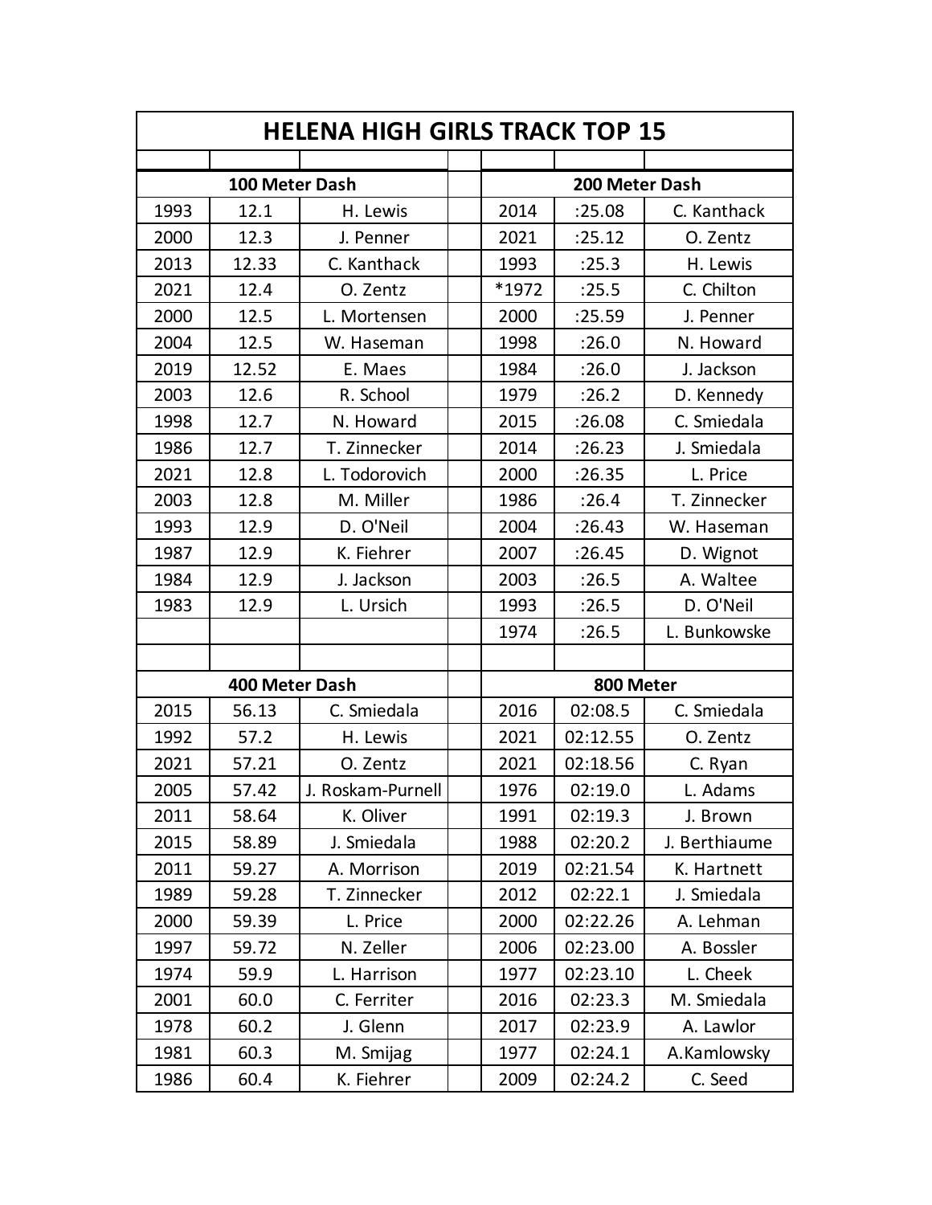# HELENA HIGH GIRLS TRACK TOP 15

## 100 Meter Dash

| Year | Time | Name |
|---|---|---|
| 1993 | 12.1 | H. Lewis |
| 2000 | 12.3 | J. Penner |
| 2013 | 12.33 | C. Kanthack |
| 2021 | 12.4 | O. Zentz |
| 2000 | 12.5 | L. Mortensen |
| 2004 | 12.5 | W. Haseman |
| 2019 | 12.52 | E. Maes |
| 2003 | 12.6 | R. School |
| 1998 | 12.7 | N. Howard |
| 1986 | 12.7 | T. Zinnecker |
| 2021 | 12.8 | L. Todorovich |
| 2003 | 12.8 | M. Miller |
| 1993 | 12.9 | D. O'Neil |
| 1987 | 12.9 | K. Fiehrer |
| 1984 | 12.9 | J. Jackson |
| 1983 | 12.9 | L. Ursich |

## 200 Meter Dash

| Year | Time | Name |
|---|---|---|
| 2014 | :25.08 | C. Kanthack |
| 2021 | :25.12 | O. Zentz |
| 1993 | :25.3 | H. Lewis |
| *1972 | :25.5 | C. Chilton |
| 2000 | :25.59 | J. Penner |
| 1998 | :26.0 | N. Howard |
| 1984 | :26.0 | J. Jackson |
| 1979 | :26.2 | D. Kennedy |
| 2015 | :26.08 | C. Smiedala |
| 2014 | :26.23 | J. Smiedala |
| 2000 | :26.35 | L. Price |
| 1986 | :26.4 | T. Zinnecker |
| 2004 | :26.43 | W. Haseman |
| 2007 | :26.45 | D. Wignot |
| 2003 | :26.5 | A. Waltee |
| 1993 | :26.5 | D. O'Neil |
| 1974 | :26.5 | L. Bunkowske |

## 400 Meter Dash

| Year | Time | Name |
|---|---|---|
| 2015 | 56.13 | C. Smiedala |
| 1992 | 57.2 | H. Lewis |
| 2021 | 57.21 | O. Zentz |
| 2005 | 57.42 | J. Roskam-Purnell |
| 2011 | 58.64 | K. Oliver |
| 2015 | 58.89 | J. Smiedala |
| 2011 | 59.27 | A. Morrison |
| 1989 | 59.28 | T. Zinnecker |
| 2000 | 59.39 | L. Price |
| 1997 | 59.72 | N. Zeller |
| 1974 | 59.9 | L. Harrison |
| 2001 | 60.0 | C. Ferriter |
| 1978 | 60.2 | J. Glenn |
| 1981 | 60.3 | M. Smijag |
| 1986 | 60.4 | K. Fiehrer |

## 800 Meter

| Year | Time | Name |
|---|---|---|
| 2016 | 02:08.5 | C. Smiedala |
| 2021 | 02:12.55 | O. Zentz |
| 2021 | 02:18.56 | C. Ryan |
| 1976 | 02:19.0 | L. Adams |
| 1991 | 02:19.3 | J. Brown |
| 1988 | 02:20.2 | J. Berthiaume |
| 2019 | 02:21.54 | K. Hartnett |
| 2012 | 02:22.1 | J. Smiedala |
| 2000 | 02:22.26 | A. Lehman |
| 2006 | 02:23.00 | A. Bossler |
| 1977 | 02:23.10 | L. Cheek |
| 2016 | 02:23.3 | M. Smiedala |
| 2017 | 02:23.9 | A. Lawlor |
| 1977 | 02:24.1 | A.Kamlowsky |
| 2009 | 02:24.2 | C. Seed |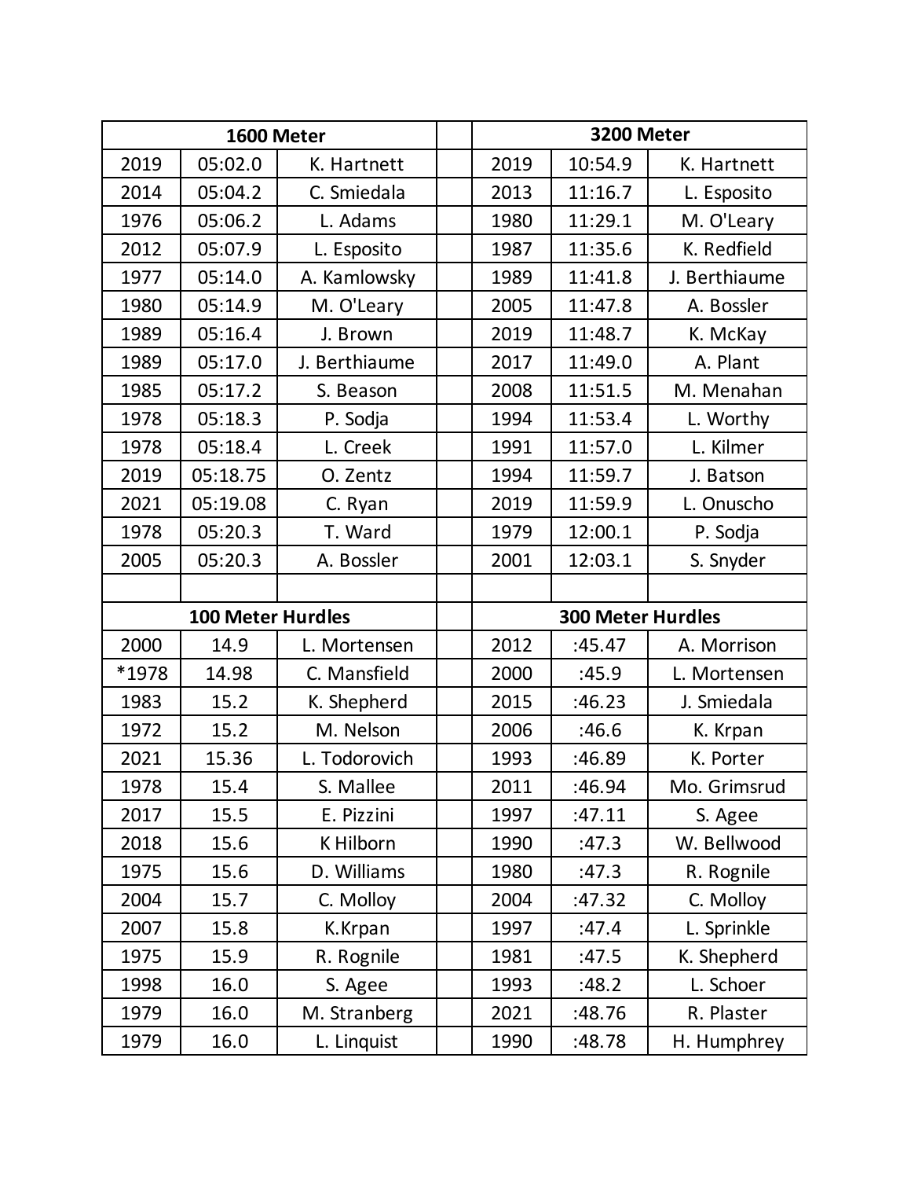| 1600 Meter | | | | 3200 Meter | | |
|---|---|---|---|---|---|---|
| 2019 | 05:02.0 | K. Hartnett | | 2019 | 10:54.9 | K. Hartnett |
| 2014 | 05:04.2 | C. Smiedala | | 2013 | 11:16.7 | L. Esposito |
| 1976 | 05:06.2 | L. Adams | | 1980 | 11:29.1 | M. O'Leary |
| 2012 | 05:07.9 | L. Esposito | | 1987 | 11:35.6 | K. Redfield |
| 1977 | 05:14.0 | A. Kamlowsky | | 1989 | 11:41.8 | J. Berthiaume |
| 1980 | 05:14.9 | M. O'Leary | | 2005 | 11:47.8 | A. Bossler |
| 1989 | 05:16.4 | J. Brown | | 2019 | 11:48.7 | K. McKay |
| 1989 | 05:17.0 | J. Berthiaume | | 2017 | 11:49.0 | A. Plant |
| 1985 | 05:17.2 | S. Beason | | 2008 | 11:51.5 | M. Menahan |
| 1978 | 05:18.3 | P. Sodja | | 1994 | 11:53.4 | L. Worthy |
| 1978 | 05:18.4 | L. Creek | | 1991 | 11:57.0 | L. Kilmer |
| 2019 | 05:18.75 | O. Zentz | | 1994 | 11:59.7 | J. Batson |
| 2021 | 05:19.08 | C. Ryan | | 2019 | 11:59.9 | L. Onuscho |
| 1978 | 05:20.3 | T. Ward | | 1979 | 12:00.1 | P. Sodja |
| 2005 | 05:20.3 | A. Bossler | | 2001 | 12:03.1 | S. Snyder |
| | | | | | | |
| 100 Meter Hurdles | | | | 300 Meter Hurdles | | |
| 2000 | 14.9 | L. Mortensen | | 2012 | :45.47 | A. Morrison |
| *1978 | 14.98 | C. Mansfield | | 2000 | :45.9 | L. Mortensen |
| 1983 | 15.2 | K. Shepherd | | 2015 | :46.23 | J. Smiedala |
| 1972 | 15.2 | M. Nelson | | 2006 | :46.6 | K. Krpan |
| 2021 | 15.36 | L. Todorovich | | 1993 | :46.89 | K. Porter |
| 1978 | 15.4 | S. Mallee | | 2011 | :46.94 | Mo. Grimsrud |
| 2017 | 15.5 | E. Pizzini | | 1997 | :47.11 | S. Agee |
| 2018 | 15.6 | K Hilborn | | 1990 | :47.3 | W. Bellwood |
| 1975 | 15.6 | D. Williams | | 1980 | :47.3 | R. Rognile |
| 2004 | 15.7 | C. Molloy | | 2004 | :47.32 | C. Molloy |
| 2007 | 15.8 | K.Krpan | | 1997 | :47.4 | L. Sprinkle |
| 1975 | 15.9 | R. Rognile | | 1981 | :47.5 | K. Shepherd |
| 1998 | 16.0 | S. Agee | | 1993 | :48.2 | L. Schoer |
| 1979 | 16.0 | M. Stranberg | | 2021 | :48.76 | R. Plaster |
| 1979 | 16.0 | L. Linquist | | 1990 | :48.78 | H. Humphrey |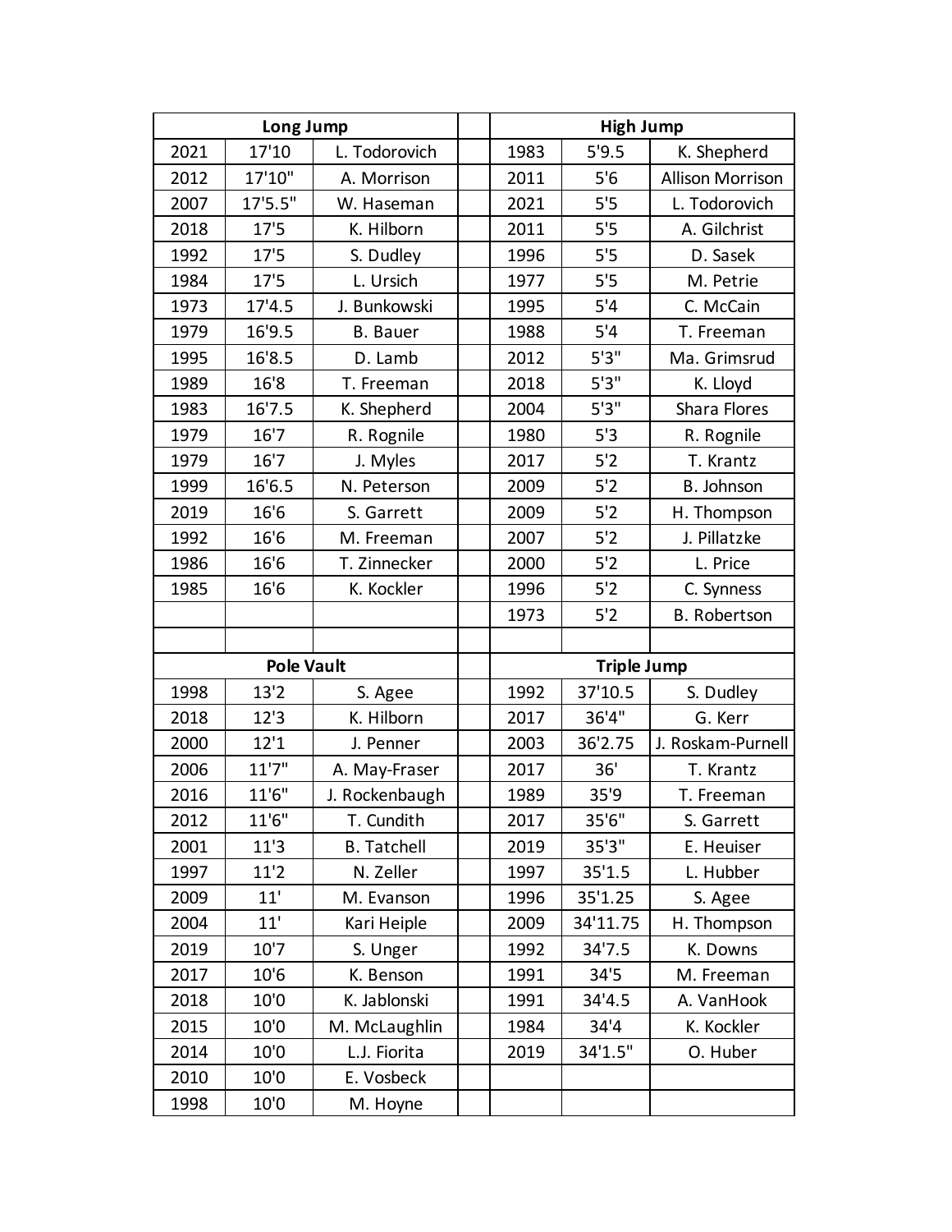| Long Jump | | | | High Jump | | |
|---|---|---|---|---|---|---|
| 2021 | 17'10 | L. Todorovich | | 1983 | 5'9.5 | K. Shepherd |
| 2012 | 17'10" | A. Morrison | | 2011 | 5'6 | Allison Morrison |
| 2007 | 17'5.5" | W. Haseman | | 2021 | 5'5 | L. Todorovich |
| 2018 | 17'5 | K. Hilborn | | 2011 | 5'5 | A. Gilchrist |
| 1992 | 17'5 | S. Dudley | | 1996 | 5'5 | D. Sasek |
| 1984 | 17'5 | L. Ursich | | 1977 | 5'5 | M. Petrie |
| 1973 | 17'4.5 | J. Bunkowski | | 1995 | 5'4 | C. McCain |
| 1979 | 16'9.5 | B. Bauer | | 1988 | 5'4 | T. Freeman |
| 1995 | 16'8.5 | D. Lamb | | 2012 | 5'3" | Ma. Grimsrud |
| 1989 | 16'8 | T. Freeman | | 2018 | 5'3" | K. Lloyd |
| 1983 | 16'7.5 | K. Shepherd | | 2004 | 5'3" | Shara Flores |
| 1979 | 16'7 | R. Rognile | | 1980 | 5'3 | R. Rognile |
| 1979 | 16'7 | J. Myles | | 2017 | 5'2 | T. Krantz |
| 1999 | 16'6.5 | N. Peterson | | 2009 | 5'2 | B. Johnson |
| 2019 | 16'6 | S. Garrett | | 2009 | 5'2 | H. Thompson |
| 1992 | 16'6 | M. Freeman | | 2007 | 5'2 | J. Pillatzke |
| 1986 | 16'6 | T. Zinnecker | | 2000 | 5'2 | L. Price |
| 1985 | 16'6 | K. Kockler | | 1996 | 5'2 | C. Synness |
| | | | | 1973 | 5'2 | B. Robertson |
| | | | | | | |
| **Pole Vault** | | | | **Triple Jump** | | |
| 1998 | 13'2 | S. Agee | | 1992 | 37'10.5 | S. Dudley |
| 2018 | 12'3 | K. Hilborn | | 2017 | 36'4" | G. Kerr |
| 2000 | 12'1 | J. Penner | | 2003 | 36'2.75 | J. Roskam-Purnell |
| 2006 | 11'7" | A. May-Fraser | | 2017 | 36' | T. Krantz |
| 2016 | 11'6" | J. Rockenbaugh | | 1989 | 35'9 | T. Freeman |
| 2012 | 11'6" | T. Cundith | | 2017 | 35'6" | S. Garrett |
| 2001 | 11'3 | B. Tatchell | | 2019 | 35'3" | E. Heuiser |
| 1997 | 11'2 | N. Zeller | | 1997 | 35'1.5 | L. Hubber |
| 2009 | 11' | M. Evanson | | 1996 | 35'1.25 | S. Agee |
| 2004 | 11' | Kari Heiple | | 2009 | 34'11.75 | H. Thompson |
| 2019 | 10'7 | S. Unger | | 1992 | 34'7.5 | K. Downs |
| 2017 | 10'6 | K. Benson | | 1991 | 34'5 | M. Freeman |
| 2018 | 10'0 | K. Jablonski | | 1991 | 34'4.5 | A. VanHook |
| 2015 | 10'0 | M. McLaughlin | | 1984 | 34'4 | K. Kockler |
| 2014 | 10'0 | L.J. Fiorita | | 2019 | 34'1.5" | O. Huber |
| 2010 | 10'0 | E. Vosbeck | | | | |
| 1998 | 10'0 | M. Hoyne | | | | |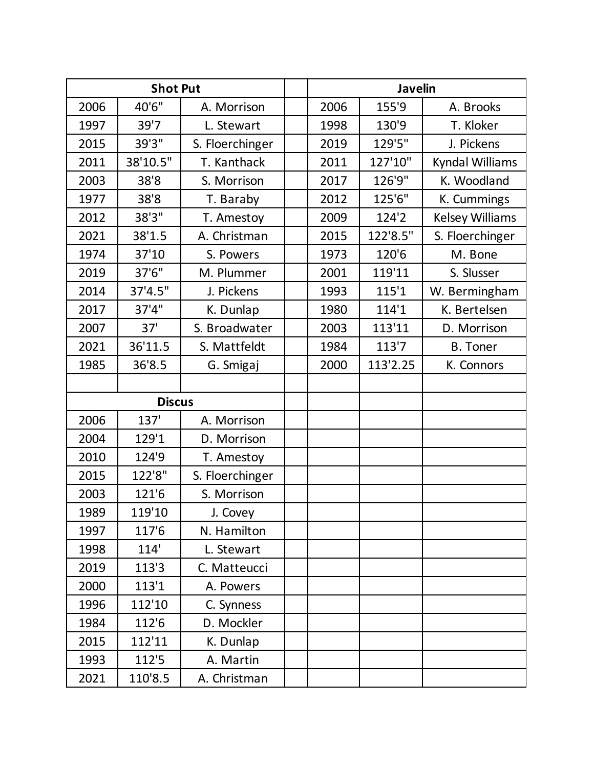| Shot Put | | | | Javelin | | |
|---|---|---|---|---|---|---|
| 2006 | 40'6" | A. Morrison | | 2006 | 155'9 | A. Brooks |
| 1997 | 39'7 | L. Stewart | | 1998 | 130'9 | T. Kloker |
| 2015 | 39'3" | S. Floerchinger | | 2019 | 129'5" | J. Pickens |
| 2011 | 38'10.5" | T. Kanthack | | 2011 | 127'10" | Kyndal Williams |
| 2003 | 38'8 | S. Morrison | | 2017 | 126'9" | K. Woodland |
| 1977 | 38'8 | T. Baraby | | 2012 | 125'6" | K. Cummings |
| 2012 | 38'3" | T. Amestoy | | 2009 | 124'2 | Kelsey Williams |
| 2021 | 38'1.5 | A. Christman | | 2015 | 122'8.5" | S. Floerchinger |
| 1974 | 37'10 | S. Powers | | 1973 | 120'6 | M. Bone |
| 2019 | 37'6" | M. Plummer | | 2001 | 119'11 | S. Slusser |
| 2014 | 37'4.5" | J. Pickens | | 1993 | 115'1 | W. Bermingham |
| 2017 | 37'4" | K. Dunlap | | 1980 | 114'1 | K. Bertelsen |
| 2007 | 37' | S. Broadwater | | 2003 | 113'11 | D. Morrison |
| 2021 | 36'11.5 | S. Mattfeldt | | 1984 | 113'7 | B. Toner |
| 1985 | 36'8.5 | G. Smigaj | | 2000 | 113'2.25 | K. Connors |
| | | | | | | |
| Discus | | | | | | |
| 2006 | 137' | A. Morrison | | | | |
| 2004 | 129'1 | D. Morrison | | | | |
| 2010 | 124'9 | T. Amestoy | | | | |
| 2015 | 122'8" | S. Floerchinger | | | | |
| 2003 | 121'6 | S. Morrison | | | | |
| 1989 | 119'10 | J. Covey | | | | |
| 1997 | 117'6 | N. Hamilton | | | | |
| 1998 | 114' | L. Stewart | | | | |
| 2019 | 113'3 | C. Matteucci | | | | |
| 2000 | 113'1 | A. Powers | | | | |
| 1996 | 112'10 | C. Synness | | | | |
| 1984 | 112'6 | D. Mockler | | | | |
| 2015 | 112'11 | K. Dunlap | | | | |
| 1993 | 112'5 | A. Martin | | | | |
| 2021 | 110'8.5 | A. Christman | | | | |